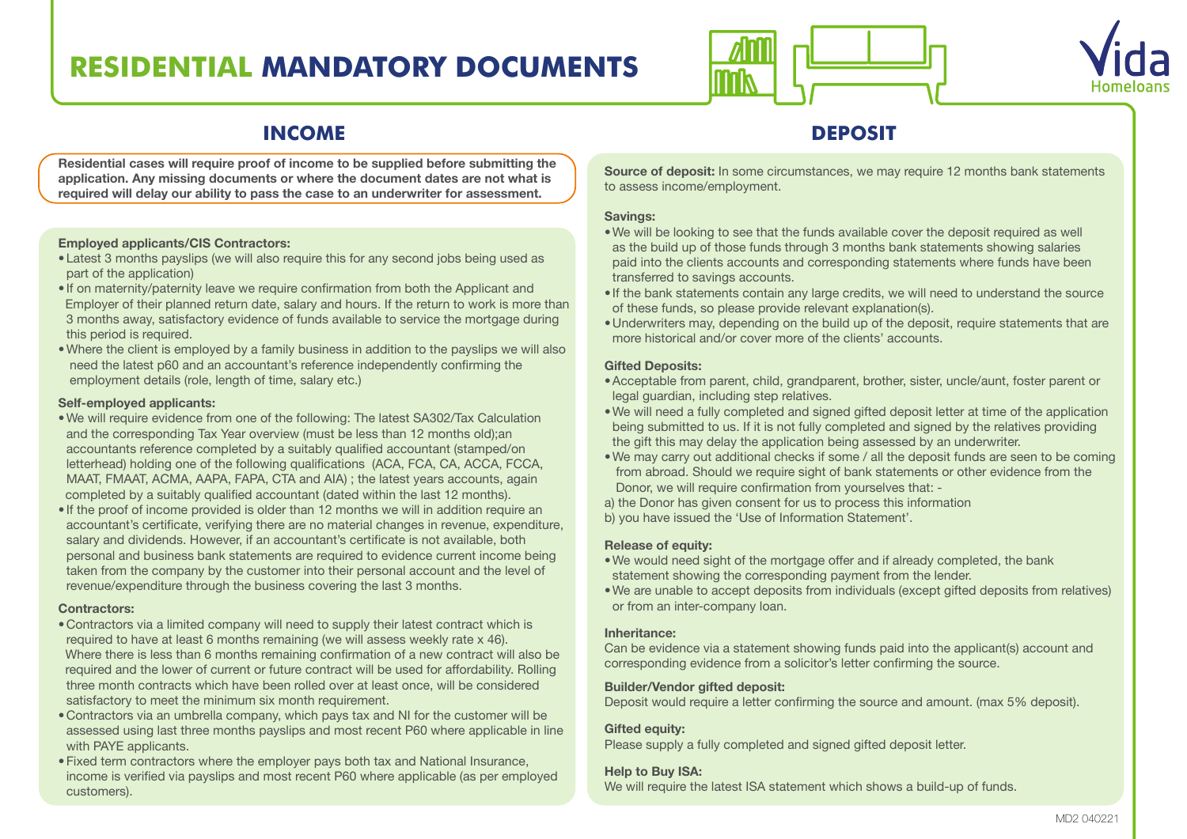# RESIDENTIAL MANDATORY DOCUMENTS

## INCOME

**Residential cases will require proof of income to be supplied before submitting the application. Any missing documents or where the document dates are not what is required will delay our ability to pass the case to an underwriter for assessment.**

**Employed applicants/CIS Contractors:**

- Latest 3 months payslips (we will also require this for any second jobs being used as part of the application)
- If on maternity/paternity leave we require confirmation from both the Applicant and Employer of their planned return date, salary and hours. If the return to work is more than 3 months away, satisfactory evidence of funds available to service the mortgage during this period is required.
- Where the client is employed by a family business in addition to the payslips we will also need the latest p60 and an accountant's reference independently confirming the employment details (role, length of time, salary etc.)

**Self-employed applicants:**

- We will require evidence from one of the following: The latest SA302/Tax Calculation and the corresponding Tax Year overview (must be less than 12 months old);an accountants reference completed by a suitably qualified accountant (stamped/on letterhead) holding one of the following qualifications (ACA, FCA, CA, ACCA, FCCA, MAAT, FMAAT, ACMA, AAPA, FAPA, CTA and AIA) ; the latest years accounts, again completed by a suitably qualified accountant (dated within the last 12 months).
- If the proof of income provided is older than 12 months we will in addition require an accountant's certificate, verifying there are no material changes in revenue, expenditure, salary and dividends. However, if an accountant's certificate is not available, both personal and business bank statements are required to evidence current income being taken from the company by the customer into their personal account and the level of revenue/expenditure through the business covering the last 3 months.

**Contractors:**

- Contractors via a limited company will need to supply their latest contract which is required to have at least 6 months remaining (we will assess weekly rate x 46). Where there is less than 6 months remaining confirmation of a new contract will also be required and the lower of current or future contract will be used for affordability. Rolling three month contracts which have been rolled over at least once, will be considered satisfactory to meet the minimum six month requirement.
- Contractors via an umbrella company, which pays tax and NI for the customer will be assessed using last three months payslips and most recent P60 where applicable in line with PAYE applicants.
- Fixed term contractors where the employer pays both tax and National Insurance, income is verified via payslips and most recent P60 where applicable (as per employed customers).

## DEPOSIT

**Source of deposit:** In some circumstances, we may require 12 months bank statements to assess income/employment.

**Savings:**

- We will be looking to see that the funds available cover the deposit required as well as the build up of those funds through 3 months bank statements showing salaries paid into the clients accounts and corresponding statements where funds have been transferred to savings accounts.
- If the bank statements contain any large credits, we will need to understand the source of these funds, so please provide relevant explanation(s).
- Underwriters may, depending on the build up of the deposit, require statements that are more historical and/or cover more of the clients' accounts.

**Gifted Deposits:**

- Acceptable from parent, child, grandparent, brother, sister, uncle/aunt, foster parent or legal guardian, including step relatives.
- We will need a fully completed and signed gifted deposit letter at time of the application being submitted to us. If it is not fully completed and signed by the relatives providing the gift this may delay the application being assessed by an underwriter.
- We may carry out additional checks if some / all the deposit funds are seen to be coming from abroad. Should we require sight of bank statements or other evidence from the Donor, we will require confirmation from yourselves that: -

a) the Donor has given consent for us to process this information
b) you have issued the 'Use of Information Statement'.

**Release of equity:**

- We would need sight of the mortgage offer and if already completed, the bank statement showing the corresponding payment from the lender.
- We are unable to accept deposits from individuals (except gifted deposits from relatives) or from an inter-company loan.

**Inheritance:**

Can be evidence via a statement showing funds paid into the applicant(s) account and corresponding evidence from a solicitor's letter confirming the source.

**Builder/Vendor gifted deposit:**

Deposit would require a letter confirming the source and amount. (max 5% deposit).

**Gifted equity:**

Please supply a fully completed and signed gifted deposit letter.

**Help to Buy ISA:**

We will require the latest ISA statement which shows a build-up of funds.

MD2 040221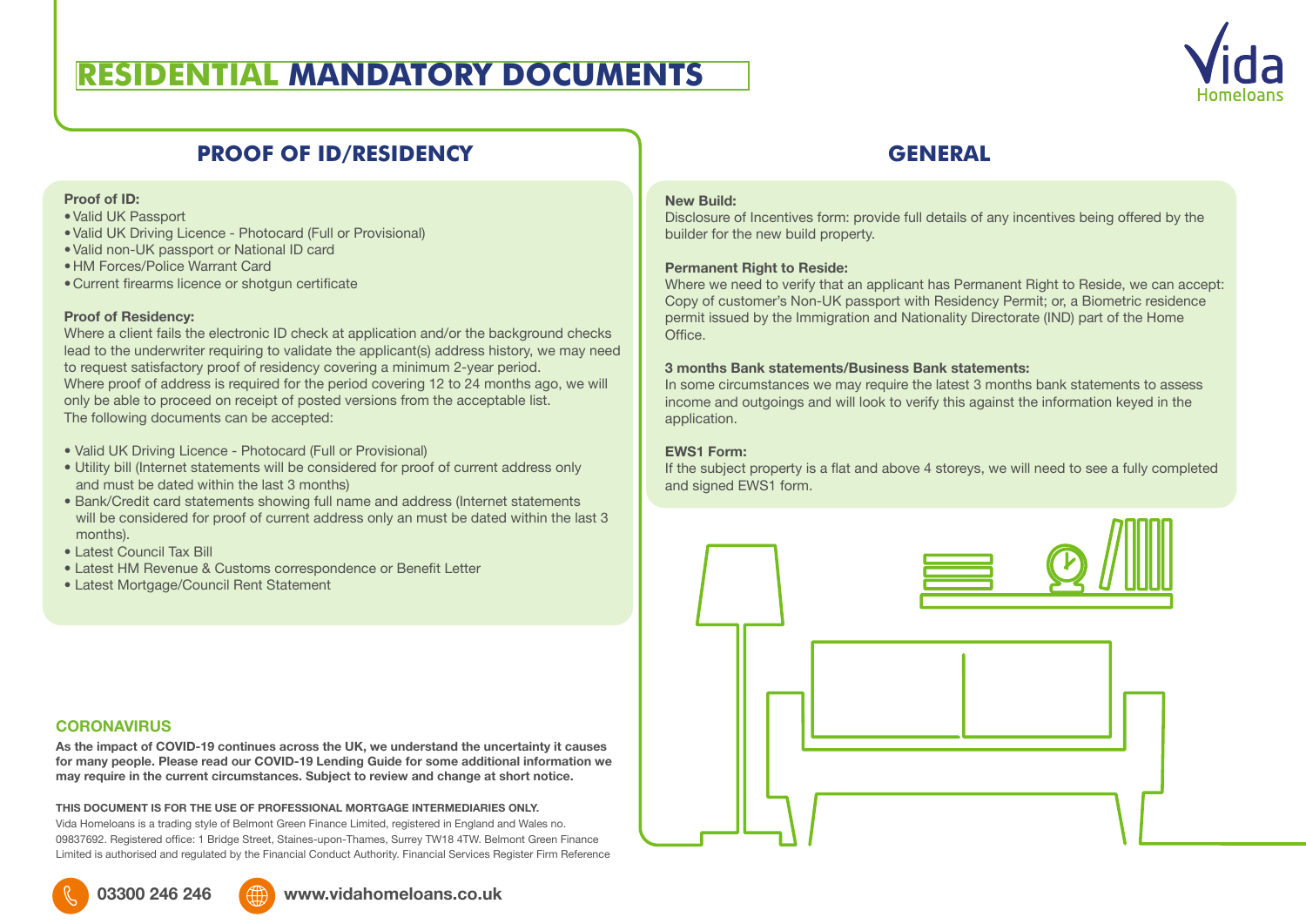# RESIDENTIAL MANDATORY DOCUMENTS

## PROOF OF ID/RESIDENCY

**Proof of ID:**

- Valid UK Passport
- Valid UK Driving Licence - Photocard (Full or Provisional)
- Valid non-UK passport or National ID card
- HM Forces/Police Warrant Card
- Current firearms licence or shotgun certificate

**Proof of Residency:**

Where a client fails the electronic ID check at application and/or the background checks lead to the underwriter requiring to validate the applicant(s) address history, we may need to request satisfactory proof of residency covering a minimum 2-year period.
Where proof of address is required for the period covering 12 to 24 months ago, we will only be able to proceed on receipt of posted versions from the acceptable list.
The following documents can be accepted:

- Valid UK Driving Licence - Photocard (Full or Provisional)
- Utility bill (Internet statements will be considered for proof of current address only and must be dated within the last 3 months)
- Bank/Credit card statements showing full name and address (Internet statements will be considered for proof of current address only an must be dated within the last 3 months).
- Latest Council Tax Bill
- Latest HM Revenue & Customs correspondence or Benefit Letter
- Latest Mortgage/Council Rent Statement

## GENERAL

**New Build:**

Disclosure of Incentives form: provide full details of any incentives being offered by the builder for the new build property.

**Permanent Right to Reside:**

Where we need to verify that an applicant has Permanent Right to Reside, we can accept: Copy of customer's Non-UK passport with Residency Permit; or, a Biometric residence permit issued by the Immigration and Nationality Directorate (IND) part of the Home Office.

**3 months Bank statements/Business Bank statements:**

In some circumstances we may require the latest 3 months bank statements to assess income and outgoings and will look to verify this against the information keyed in the application.

**EWS1 Form:**

If the subject property is a flat and above 4 storeys, we will need to see a fully completed and signed EWS1 form.

### CORONAVIRUS

**As the impact of COVID-19 continues across the UK, we understand the uncertainty it causes for many people. Please read our COVID-19 Lending Guide for some additional information we may require in the current circumstances. Subject to review and change at short notice.**

**THIS DOCUMENT IS FOR THE USE OF PROFESSIONAL MORTGAGE INTERMEDIARIES ONLY.**

Vida Homeloans is a trading style of Belmont Green Finance Limited, registered in England and Wales no. 09837692. Registered office: 1 Bridge Street, Staines-upon-Thames, Surrey TW18 4TW. Belmont Green Finance Limited is authorised and regulated by the Financial Conduct Authority. Financial Services Register Firm Reference

03300 246 246 www.vidahomeloans.co.uk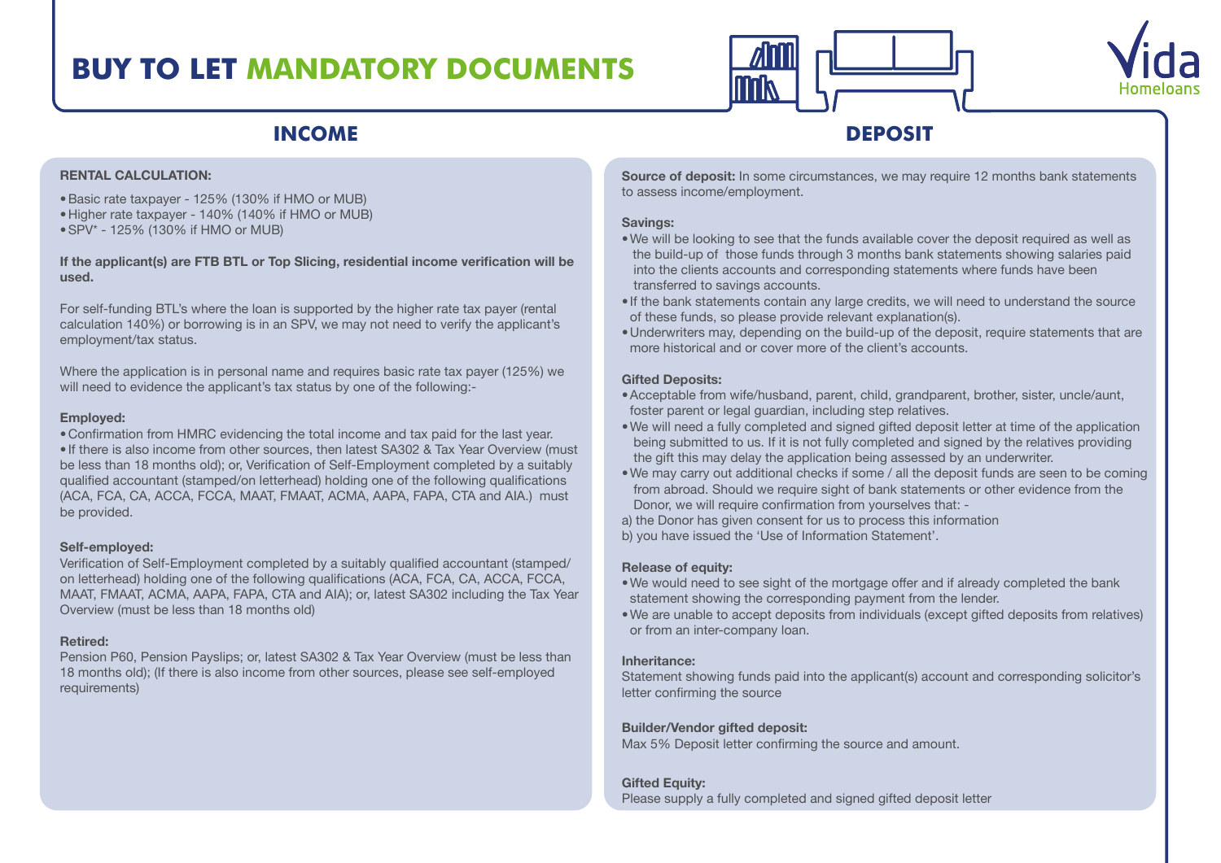# BUY TO LET MANDATORY DOCUMENTS

## INCOME

**RENTAL CALCULATION:**

- Basic rate taxpayer - 125% (130% if HMO or MUB)
- Higher rate taxpayer - 140% (140% if HMO or MUB)
- SPV* - 125% (130% if HMO or MUB)

**If the applicant(s) are FTB BTL or Top Slicing, residential income verification will be used.**

For self-funding BTL's where the loan is supported by the higher rate tax payer (rental calculation 140%) or borrowing is in an SPV, we may not need to verify the applicant's employment/tax status.

Where the application is in personal name and requires basic rate tax payer (125%) we will need to evidence the applicant's tax status by one of the following:-

**Employed:**

- Confirmation from HMRC evidencing the total income and tax paid for the last year.
- If there is also income from other sources, then latest SA302 & Tax Year Overview (must be less than 18 months old); or, Verification of Self-Employment completed by a suitably qualified accountant (stamped/on letterhead) holding one of the following qualifications (ACA, FCA, CA, ACCA, FCCA, MAAT, FMAAT, ACMA, AAPA, FAPA, CTA and AIA.) must be provided.

**Self-employed:**

Verification of Self-Employment completed by a suitably qualified accountant (stamped/on letterhead) holding one of the following qualifications (ACA, FCA, CA, ACCA, FCCA, MAAT, FMAAT, ACMA, AAPA, FAPA, CTA and AIA); or, latest SA302 including the Tax Year Overview (must be less than 18 months old)

**Retired:**

Pension P60, Pension Payslips; or, latest SA302 & Tax Year Overview (must be less than 18 months old); (If there is also income from other sources, please see self-employed requirements)

## DEPOSIT

**Source of deposit:** In some circumstances, we may require 12 months bank statements to assess income/employment.

**Savings:**

- We will be looking to see that the funds available cover the deposit required as well as the build-up of those funds through 3 months bank statements showing salaries paid into the clients accounts and corresponding statements where funds have been transferred to savings accounts.
- If the bank statements contain any large credits, we will need to understand the source of these funds, so please provide relevant explanation(s).
- Underwriters may, depending on the build-up of the deposit, require statements that are more historical and or cover more of the client's accounts.

**Gifted Deposits:**

- Acceptable from wife/husband, parent, child, grandparent, brother, sister, uncle/aunt, foster parent or legal guardian, including step relatives.
- We will need a fully completed and signed gifted deposit letter at time of the application being submitted to us. If it is not fully completed and signed by the relatives providing the gift this may delay the application being assessed by an underwriter.
- We may carry out additional checks if some / all the deposit funds are seen to be coming from abroad. Should we require sight of bank statements or other evidence from the Donor, we will require confirmation from yourselves that: -

a) the Donor has given consent for us to process this information
b) you have issued the 'Use of Information Statement'.

**Release of equity:**

- We would need to see sight of the mortgage offer and if already completed the bank statement showing the corresponding payment from the lender.
- We are unable to accept deposits from individuals (except gifted deposits from relatives) or from an inter-company loan.

**Inheritance:**

Statement showing funds paid into the applicant(s) account and corresponding solicitor's letter confirming the source

**Builder/Vendor gifted deposit:**

Max 5% Deposit letter confirming the source and amount.

**Gifted Equity:**

Please supply a fully completed and signed gifted deposit letter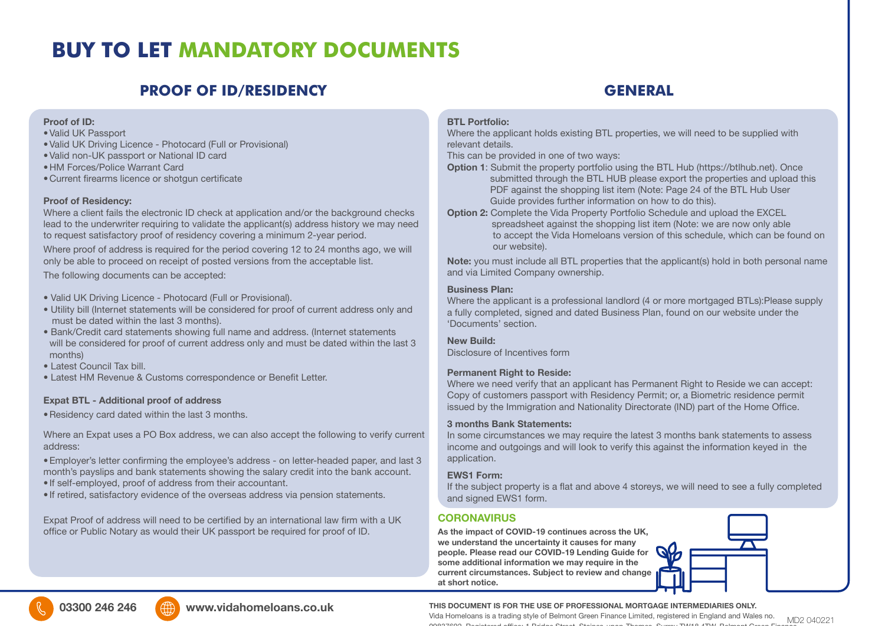# BUY TO LET MANDATORY DOCUMENTS

## PROOF OF ID/RESIDENCY

**Proof of ID:**

- Valid UK Passport
- Valid UK Driving Licence - Photocard (Full or Provisional)
- Valid non-UK passport or National ID card
- HM Forces/Police Warrant Card
- Current firearms licence or shotgun certificate

**Proof of Residency:**

Where a client fails the electronic ID check at application and/or the background checks lead to the underwriter requiring to validate the applicant(s) address history we may need to request satisfactory proof of residency covering a minimum 2-year period.

Where proof of address is required for the period covering 12 to 24 months ago, we will only be able to proceed on receipt of posted versions from the acceptable list.

The following documents can be accepted:

- Valid UK Driving Licence - Photocard (Full or Provisional).
- Utility bill (Internet statements will be considered for proof of current address only and must be dated within the last 3 months).
- Bank/Credit card statements showing full name and address. (Internet statements will be considered for proof of current address only and must be dated within the last 3 months)
- Latest Council Tax bill.
- Latest HM Revenue & Customs correspondence or Benefit Letter.

**Expat BTL - Additional proof of address**

- Residency card dated within the last 3 months.

Where an Expat uses a PO Box address, we can also accept the following to verify current address:

- Employer's letter confirming the employee's address - on letter-headed paper, and last 3 month's payslips and bank statements showing the salary credit into the bank account.
- If self-employed, proof of address from their accountant.
- If retired, satisfactory evidence of the overseas address via pension statements.

Expat Proof of address will need to be certified by an international law firm with a UK office or Public Notary as would their UK passport be required for proof of ID.

## GENERAL

**BTL Portfolio:**

Where the applicant holds existing BTL properties, we will need to be supplied with relevant details.

This can be provided in one of two ways:

**Option 1**: Submit the property portfolio using the BTL Hub (https://btlhub.net). Once submitted through the BTL HUB please export the properties and upload this PDF against the shopping list item (Note: Page 24 of the BTL Hub User Guide provides further information on how to do this).

**Option 2:** Complete the Vida Property Portfolio Schedule and upload the EXCEL spreadsheet against the shopping list item (Note: we are now only able to accept the Vida Homeloans version of this schedule, which can be found on our website).

**Note:** you must include all BTL properties that the applicant(s) hold in both personal name and via Limited Company ownership.

**Business Plan:**

Where the applicant is a professional landlord (4 or more mortgaged BTLs):Please supply a fully completed, signed and dated Business Plan, found on our website under the 'Documents' section.

**New Build:**

Disclosure of Incentives form

**Permanent Right to Reside:**

Where we need verify that an applicant has Permanent Right to Reside we can accept: Copy of customers passport with Residency Permit; or, a Biometric residence permit issued by the Immigration and Nationality Directorate (IND) part of the Home Office.

**3 months Bank Statements:**

In some circumstances we may require the latest 3 months bank statements to assess income and outgoings and will look to verify this against the information keyed in the application.

**EWS1 Form:**

If the subject property is a flat and above 4 storeys, we will need to see a fully completed and signed EWS1 form.

### CORONAVIRUS

**As the impact of COVID-19 continues across the UK, we understand the uncertainty it causes for many people. Please read our COVID-19 Lending Guide for some additional information we may require in the current circumstances. Subject to review and change at short notice.**

03300 246 246

www.vidahomeloans.co.uk

**THIS DOCUMENT IS FOR THE USE OF PROFESSIONAL MORTGAGE INTERMEDIARIES ONLY.**

Vida Homeloans is a trading style of Belmont Green Finance Limited, registered in England and Wales no. 09837692. Registered office: 1 Bridge Street, Staines-upon-Thames, Surrey TW18 4TW. Belmont Green Finance

MD2 040221